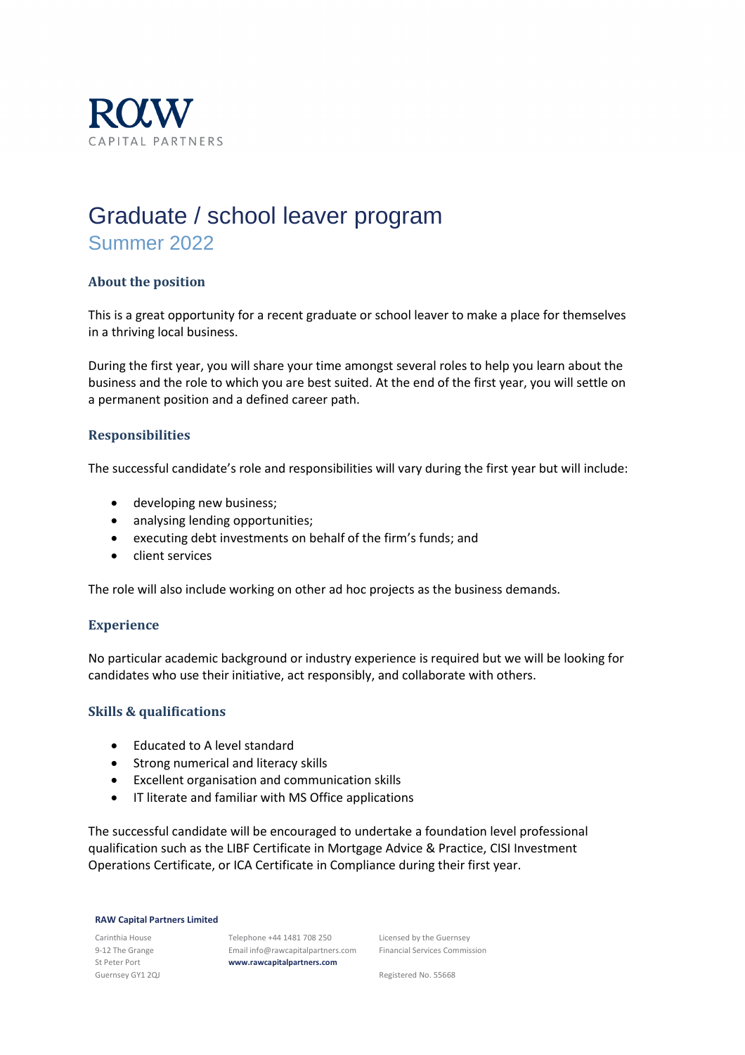RAW
CAPITAL PARTNERS

# Graduate / school leaver program

## Summer 2022

### About the position

This is a great opportunity for a recent graduate or school leaver to make a place for themselves in a thriving local business.

During the first year, you will share your time amongst several roles to help you learn about the business and the role to which you are best suited. At the end of the first year, you will settle on a permanent position and a defined career path.

### Responsibilities

The successful candidate's role and responsibilities will vary during the first year but will include:

- developing new business;
- analysing lending opportunities;
- executing debt investments on behalf of the firm's funds; and
- client services

The role will also include working on other ad hoc projects as the business demands.

### Experience

No particular academic background or industry experience is required but we will be looking for candidates who use their initiative, act responsibly, and collaborate with others.

### Skills & qualifications

- Educated to A level standard
- Strong numerical and literacy skills
- Excellent organisation and communication skills
- IT literate and familiar with MS Office applications

The successful candidate will be encouraged to undertake a foundation level professional qualification such as the LIBF Certificate in Mortgage Advice & Practice, CISI Investment Operations Certificate, or ICA Certificate in Compliance during their first year.

**RAW Capital Partners Limited**

Carinthia House
9-12 The Grange
St Peter Port
Guernsey GY1 2QJ

Telephone +44 1481 708 250
Email info@rawcapitalpartners.com
**www.rawcapitalpartners.com**

Licensed by the Guernsey Financial Services Commission

Registered No. 55668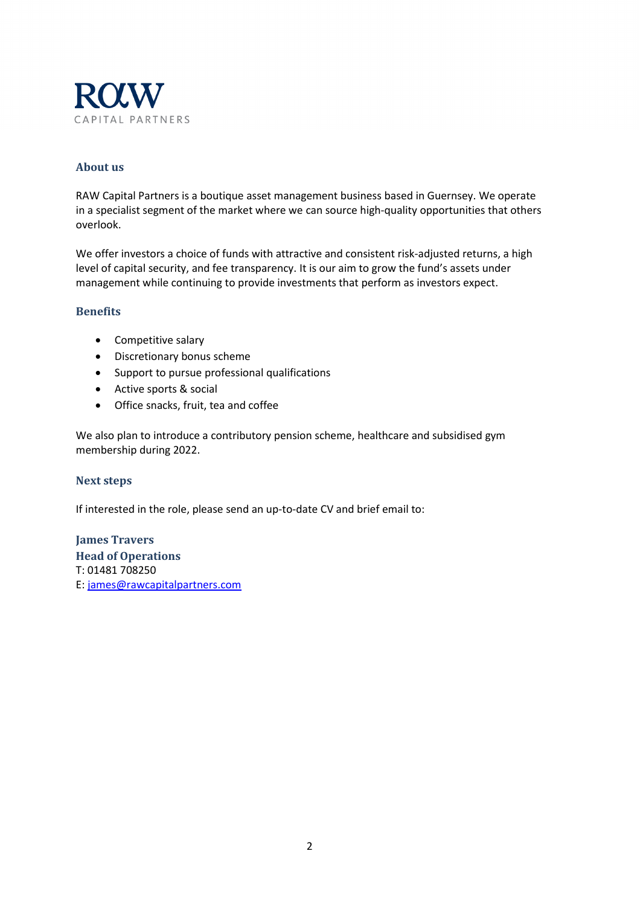RAW

CAPITAL PARTNERS

## About us

RAW Capital Partners is a boutique asset management business based in Guernsey. We operate in a specialist segment of the market where we can source high-quality opportunities that others overlook.

We offer investors a choice of funds with attractive and consistent risk-adjusted returns, a high level of capital security, and fee transparency. It is our aim to grow the fund's assets under management while continuing to provide investments that perform as investors expect.

## Benefits

- Competitive salary
- Discretionary bonus scheme
- Support to pursue professional qualifications
- Active sports & social
- Office snacks, fruit, tea and coffee

We also plan to introduce a contributory pension scheme, healthcare and subsidised gym membership during 2022.

## Next steps

If interested in the role, please send an up-to-date CV and brief email to:

**James Travers**
**Head of Operations**
T: 01481 708250
E: james@rawcapitalpartners.com